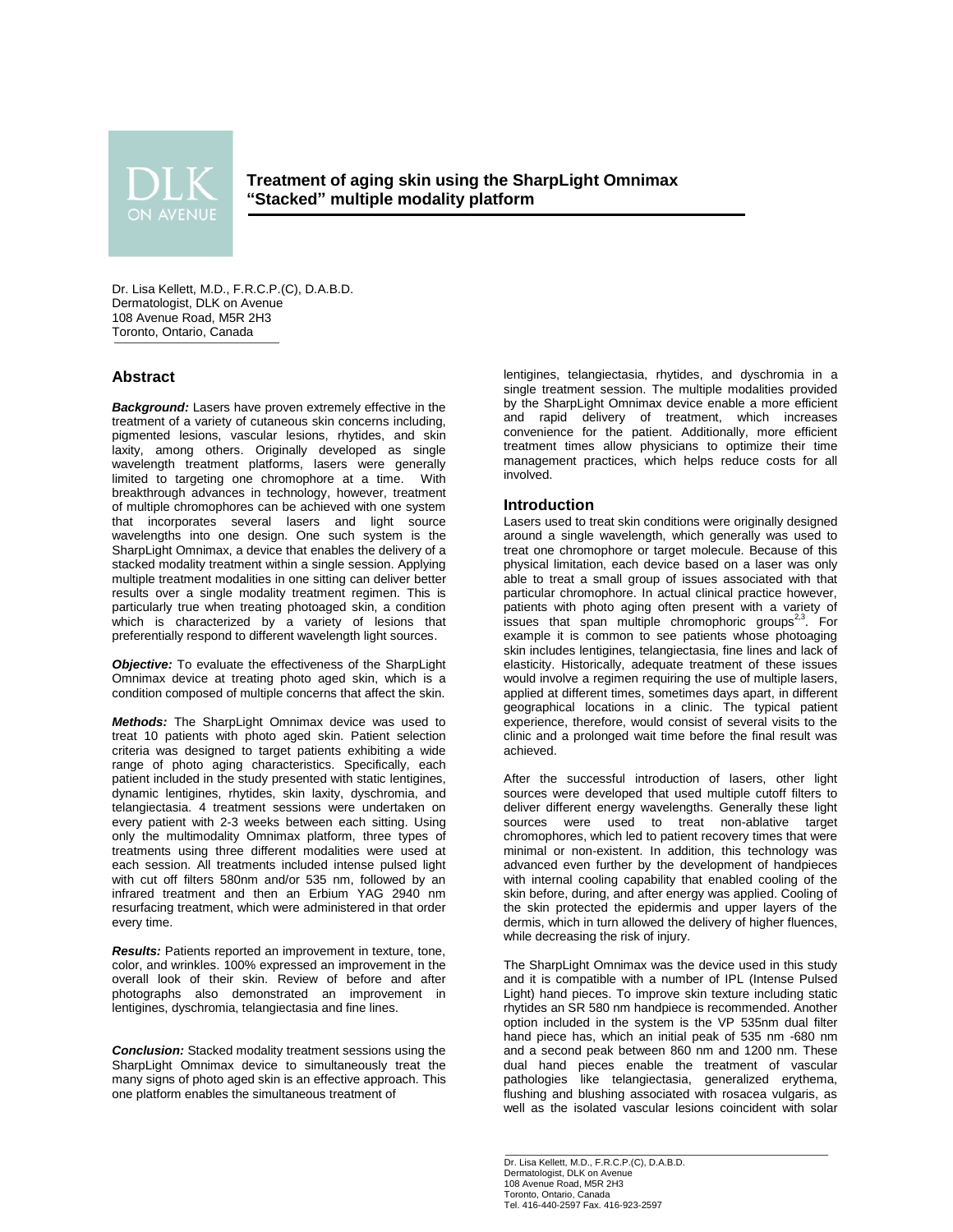DLK ON AVENUE

# Treatment of aging skin using the SharpLight Omnimax "Stacked" multiple modality platform

Dr. Lisa Kellett, M.D., F.R.C.P.(C), D.A.B.D.
Dermatologist, DLK on Avenue
108 Avenue Road, M5R 2H3
Toronto, Ontario, Canada

## Abstract

***Background:*** Lasers have proven extremely effective in the treatment of a variety of cutaneous skin concerns including, pigmented lesions, vascular lesions, rhytides, and skin laxity, among others. Originally developed as single wavelength treatment platforms, lasers were generally limited to targeting one chromophore at a time. With breakthrough advances in technology, however, treatment of multiple chromophores can be achieved with one system that incorporates several lasers and light source wavelengths into one design. One such system is the SharpLight Omnimax, a device that enables the delivery of a stacked modality treatment within a single session. Applying multiple treatment modalities in one sitting can deliver better results over a single modality treatment regimen. This is particularly true when treating photoaged skin, a condition which is characterized by a variety of lesions that preferentially respond to different wavelength light sources.

***Objective:*** To evaluate the effectiveness of the SharpLight Omnimax device at treating photo aged skin, which is a condition composed of multiple concerns that affect the skin.

***Methods:*** The SharpLight Omnimax device was used to treat 10 patients with photo aged skin. Patient selection criteria was designed to target patients exhibiting a wide range of photo aging characteristics. Specifically, each patient included in the study presented with static lentigines, dynamic lentigines, rhytides, skin laxity, dyschromia, and telangiectasia. 4 treatment sessions were undertaken on every patient with 2-3 weeks between each sitting. Using only the multimodality Omnimax platform, three types of treatments using three different modalities were used at each session. All treatments included intense pulsed light with cut off filters 580nm and/or 535 nm, followed by an infrared treatment and then an Erbium YAG 2940 nm resurfacing treatment, which were administered in that order every time.

***Results:*** Patients reported an improvement in texture, tone, color, and wrinkles. 100% expressed an improvement in the overall look of their skin. Review of before and after photographs also demonstrated an improvement in lentigines, dyschromia, telangiectasia and fine lines.

***Conclusion:*** Stacked modality treatment sessions using the SharpLight Omnimax device to simultaneously treat the many signs of photo aged skin is an effective approach. This one platform enables the simultaneous treatment of lentigines, telangiectasia, rhytides, and dyschromia in a single treatment session. The multiple modalities provided by the SharpLight Omnimax device enable a more efficient and rapid delivery of treatment, which increases convenience for the patient. Additionally, more efficient treatment times allow physicians to optimize their time management practices, which helps reduce costs for all involved.

## Introduction

Lasers used to treat skin conditions were originally designed around a single wavelength, which generally was used to treat one chromophore or target molecule. Because of this physical limitation, each device based on a laser was only able to treat a small group of issues associated with that particular chromophore. In actual clinical practice however, patients with photo aging often present with a variety of issues that span multiple chromophoric groups[2,3]. For example it is common to see patients whose photoaging skin includes lentigines, telangiectasia, fine lines and lack of elasticity. Historically, adequate treatment of these issues would involve a regimen requiring the use of multiple lasers, applied at different times, sometimes days apart, in different geographical locations in a clinic. The typical patient experience, therefore, would consist of several visits to the clinic and a prolonged wait time before the final result was achieved.

After the successful introduction of lasers, other light sources were developed that used multiple cutoff filters to deliver different energy wavelengths. Generally these light sources were used to treat non-ablative target chromophores, which led to patient recovery times that were minimal or non-existent. In addition, this technology was advanced even further by the development of handpieces with internal cooling capability that enabled cooling of the skin before, during, and after energy was applied. Cooling of the skin protected the epidermis and upper layers of the dermis, which allowed the delivery of higher fluences, while decreasing the risk of injury.

The SharpLight Omnimax was the device used in this study and it is compatible with a number of IPL (Intense Pulsed Light) hand pieces. To improve skin texture including static rhytides an SR 580 nm handpiece is recommended. Another option included in the system is the VP 535nm dual filter hand piece has, which an initial peak of 535 nm -680 nm and a second peak between 860 nm and 1200 nm. These dual hand pieces enable the treatment of vascular pathologies like telangiectasia, generalized erythema, flushing and blushing associated with rosacea vulgaris, as well as the isolated vascular lesions coincident with solar

Dr. Lisa Kellett, M.D., F.R.C.P.(C), D.A.B.D.
Dermatologist, DLK on Avenue
108 Avenue Road, M5R 2H3
Toronto, Ontario, Canada
Tel. 416-440-2597 Fax. 416-923-2597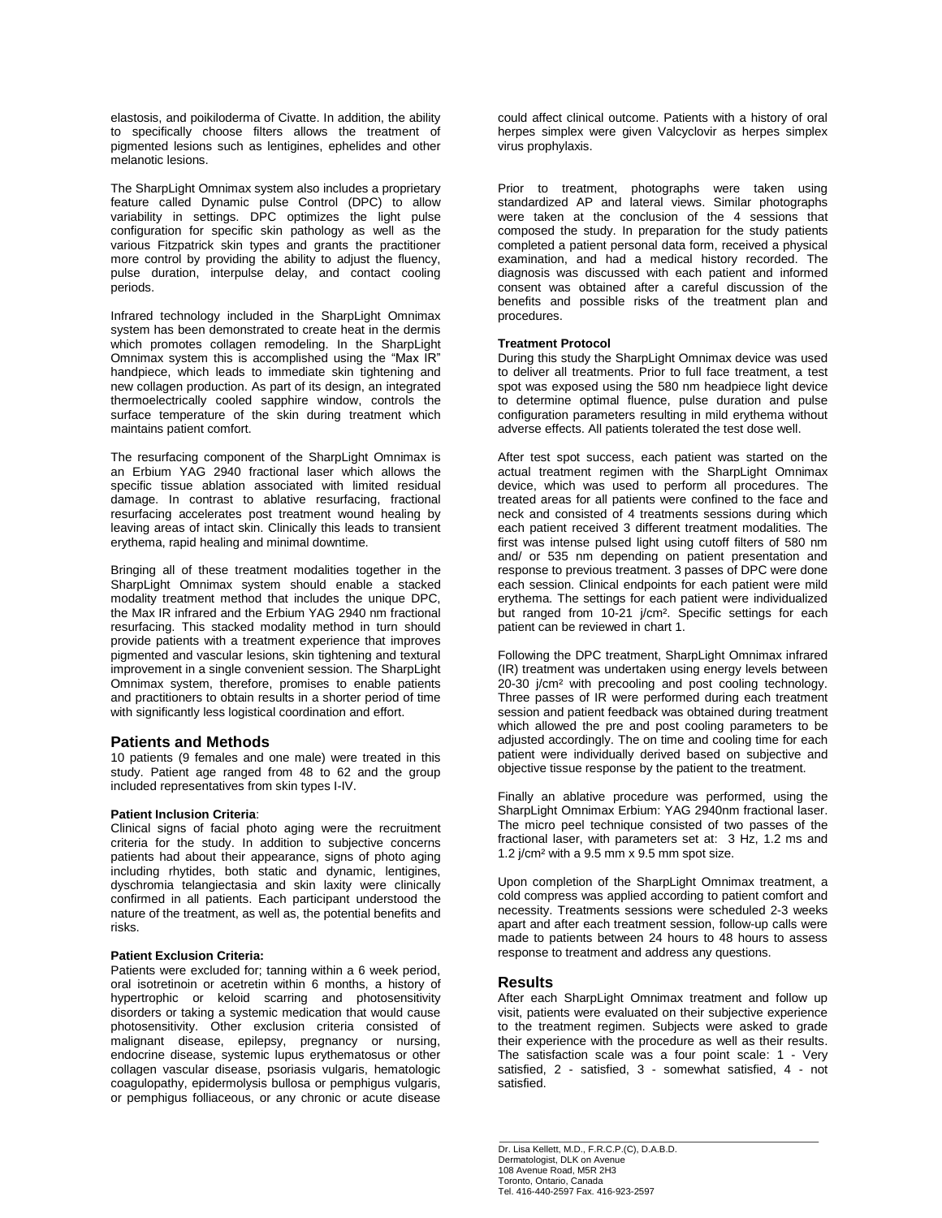elastosis, and poikiloderma of Civatte. In addition, the ability to specifically choose filters allows the treatment of pigmented lesions such as lentigines, ephelides and other melanotic lesions.

The SharpLight Omnimax system also includes a proprietary feature called Dynamic pulse Control (DPC) to allow variability in settings. DPC optimizes the light pulse configuration for specific skin pathology as well as the various Fitzpatrick skin types and grants the practitioner more control by providing the ability to adjust the fluency, pulse duration, interpulse delay, and contact cooling periods.

Infrared technology included in the SharpLight Omnimax system has been demonstrated to create heat in the dermis which promotes collagen remodeling. In the SharpLight Omnimax system this is accomplished using the "Max IR" handpiece, which leads to immediate skin tightening and new collagen production. As part of its design, an integrated thermoelectrically cooled sapphire window, controls the surface temperature of the skin during treatment which maintains patient comfort.

The resurfacing component of the SharpLight Omnimax is an Erbium YAG 2940 fractional laser which allows the specific tissue ablation associated with limited residual damage. In contrast to ablative resurfacing, fractional resurfacing accelerates post treatment wound healing by leaving areas of intact skin. Clinically this leads to transient erythema, rapid healing and minimal downtime.

Bringing all of these treatment modalities together in the SharpLight Omnimax system should enable a stacked modality treatment method that includes the unique DPC, the Max IR infrared and the Erbium YAG 2940 nm fractional resurfacing. This stacked modality method in turn should provide patients with a treatment experience that improves pigmented and vascular lesions, skin tightening and textural improvement in a single convenient session. The SharpLight Omnimax system, therefore, promises to enable patients and practitioners to obtain results in a shorter period of time with significantly less logistical coordination and effort.

## Patients and Methods

10 patients (9 females and one male) were treated in this study. Patient age ranged from 48 to 62 and the group included representatives from skin types I-IV.

**Patient Inclusion Criteria**:
Clinical signs of facial photo aging were the recruitment criteria for the study. In addition to subjective concerns patients had about their appearance, signs of photo aging including rhytides, both static and dynamic, lentigines, dyschromia telangiectasia and skin laxity were clinically confirmed in all patients. Each participant understood the nature of the treatment, as well as, the potential benefits and risks.

**Patient Exclusion Criteria:**
Patients were excluded for; tanning within a 6 week period, oral isotretinoin or acetretin within 6 months, a history of hypertrophic or keloid scarring and photosensitivity disorders or taking a systemic medication that would cause photosensitivity. Other exclusion criteria consisted of malignant disease, epilepsy, pregnancy or nursing, endocrine disease, systemic lupus erythematosus or other collagen vascular disease, psoriasis vulgaris, hematologic coagulopathy, epidermolysis bullosa or pemphigus vulgaris, or pemphigus folliaceous, or any chronic or acute disease could affect clinical outcome. Patients with a history of oral herpes simplex were given Valcyclovir as herpes simplex virus prophylaxis.

Prior to treatment, photographs were taken using standardized AP and lateral views. Similar photographs were taken at the conclusion of the 4 sessions that composed the study. In preparation for the study patients completed a patient personal data form, received a physical examination, and had a medical history recorded. The diagnosis was discussed with each patient and informed consent was obtained after a careful discussion of the benefits and possible risks of the treatment plan and procedures.

**Treatment Protocol**
During this study the SharpLight Omnimax device was used to deliver all treatments. Prior to full face treatment, a test spot was exposed using the 580 nm headpiece light device to determine optimal fluence, pulse duration and pulse configuration parameters resulting in mild erythema without adverse effects. All patients tolerated the test dose well.

After test spot success, each patient was started on the actual treatment regimen with the SharpLight Omnimax device, which was used to perform all procedures. The treated areas for all patients were confined to the face and neck and consisted of 4 treatments sessions during which each patient received 3 different treatment modalities. The first was intense pulsed light using cutoff filters of 580 nm and/ or 535 nm depending on patient presentation and response to previous treatment. 3 passes of DPC were done each session. Clinical endpoints for each patient were mild erythema. The settings for each patient were individualized but ranged from 10-21 j/cm². Specific settings for each patient can be reviewed in chart 1.

Following the DPC treatment, SharpLight Omnimax infrared (IR) treatment was undertaken using energy levels between 20-30 j/cm² with precooling and post cooling technology. Three passes of IR were performed during each treatment session and patient feedback was obtained during treatment which allowed the pre and post cooling parameters to be adjusted accordingly. The on time and cooling time for each patient were individually derived based on subjective and objective tissue response by the patient to the treatment.

Finally an ablative procedure was performed, using the SharpLight Omnimax Erbium: YAG 2940nm fractional laser. The micro peel technique consisted of two passes of the fractional laser, with parameters set at: 3 Hz, 1.2 ms and 1.2 j/cm² with a 9.5 mm x 9.5 mm spot size.

Upon completion of the SharpLight Omnimax treatment, a cold compress was applied according to patient comfort and necessity. Treatments sessions were scheduled 2-3 weeks apart and after each treatment session, follow-up calls were made to patients between 24 hours to 48 hours to assess response to treatment and address any questions.

## Results

After each SharpLight Omnimax treatment and follow up visit, patients were evaluated on their subjective experience to the treatment regimen. Subjects were asked to grade their experience with the procedure as well as their results. The satisfaction scale was a four point scale: 1 - Very satisfied, 2 - satisfied, 3 - somewhat satisfied, 4 - not satisfied.

Dr. Lisa Kellett, M.D., F.R.C.P.(C), D.A.B.D.
Dermatologist, DLK on Avenue
108 Avenue Road, M5R 2H3
Toronto, Ontario, Canada
Tel. 416-440-2597 Fax. 416-923-2597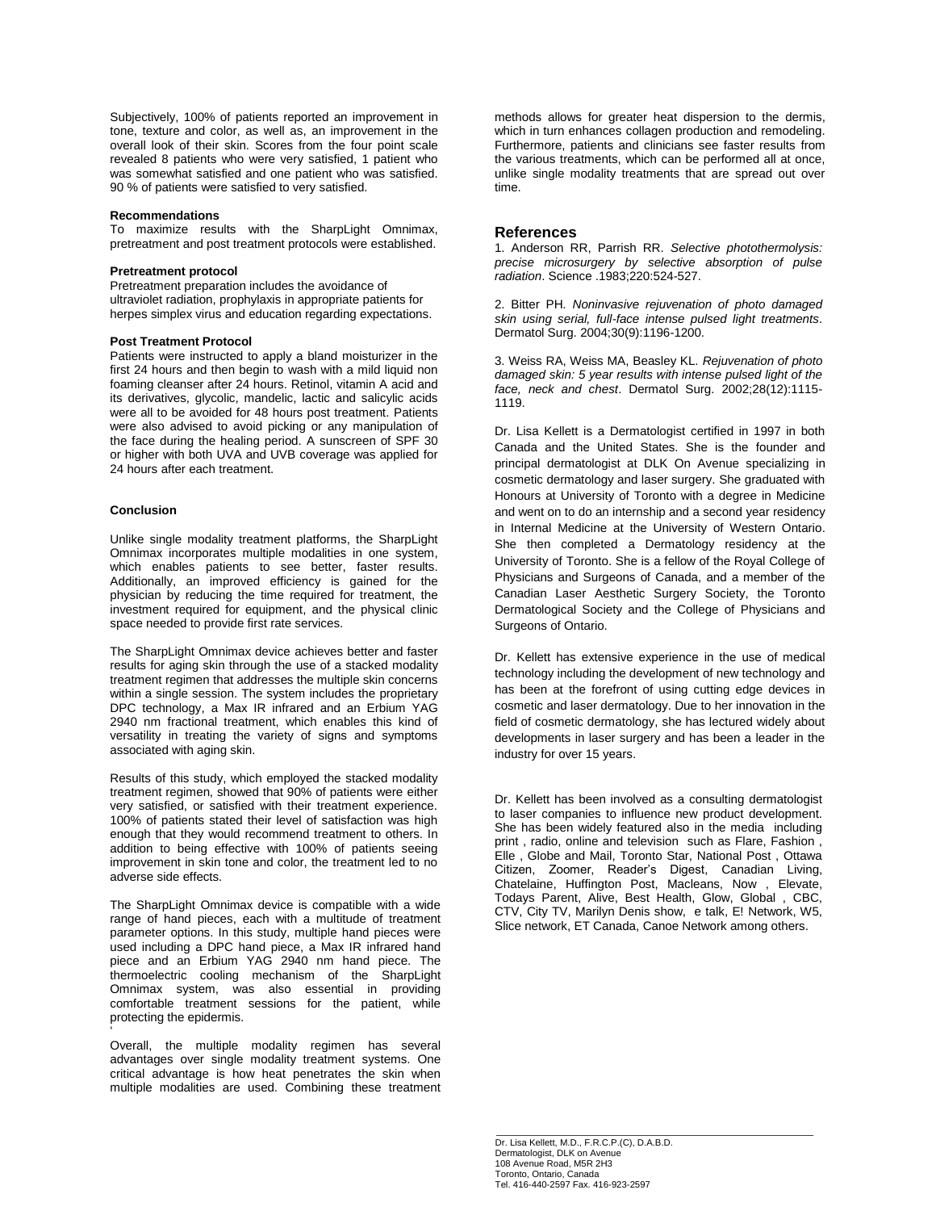Subjectively, 100% of patients reported an improvement in tone, texture and color, as well as, an improvement in the overall look of their skin. Scores from the four point scale revealed 8 patients who were very satisfied, 1 patient who was somewhat satisfied and one patient who was satisfied. 90 % of patients were satisfied to very satisfied.

**Recommendations**

To maximize results with the SharpLight Omnimax, pretreatment and post treatment protocols were established.

**Pretreatment protocol**

Pretreatment preparation includes the avoidance of ultraviolet radiation, prophylaxis in appropriate patients for herpes simplex virus and education regarding expectations.

**Post Treatment Protocol**

Patients were instructed to apply a bland moisturizer in the first 24 hours and then begin to wash with a mild liquid non foaming cleanser after 24 hours. Retinol, vitamin A acid and its derivatives, glycolic, mandelic, lactic and salicylic acids were all to be avoided for 48 hours post treatment. Patients were also advised to avoid picking or any manipulation of the face during the healing period. A sunscreen of SPF 30 or higher with both UVA and UVB coverage was applied for 24 hours after each treatment.

**Conclusion**

Unlike single modality treatment platforms, the SharpLight Omnimax incorporates multiple modalities in one system, which enables patients to see better, faster results. Additionally, an improved efficiency is gained for the physician by reducing the time required for treatment, the investment required for equipment, and the physical clinic space needed to provide first rate services.

The SharpLight Omnimax device achieves better and faster results for aging skin through the use of a stacked modality treatment regimen that addresses the multiple skin concerns within a single session. The system includes the proprietary DPC technology, a Max IR infrared and an Erbium YAG 2940 nm fractional treatment, which enables this kind of versatility in treating the variety of signs and symptoms associated with aging skin.

Results of this study, which employed the stacked modality treatment regimen, showed that 90% of patients were either very satisfied, or satisfied with their treatment experience. 100% of patients stated their level of satisfaction was high enough that they would recommend treatment to others. In addition to being effective with 100% of patients seeing improvement in skin tone and color, the treatment led to no adverse side effects.

The SharpLight Omnimax device is compatible with a wide range of hand pieces, each with a multitude of treatment parameter options. In this study, multiple hand pieces were used including a DPC hand piece, a Max IR infrared hand piece and an Erbium YAG 2940 nm hand piece. The thermoelectric cooling mechanism of the SharpLight Omnimax system, was also essential in providing comfortable treatment sessions for the patient, while protecting the epidermis.

Overall, the multiple modality regimen has several advantages over single modality treatment systems. One critical advantage is how heat penetrates the skin when multiple modalities are used. Combining these treatment methods allows for greater heat dispersion to the dermis, which in turn enhances collagen production and remodeling. Furthermore, patients and clinicians see faster results from the various treatments, which can be performed all at once, unlike single modality treatments that are spread out over time.

## References

1. Anderson RR, Parrish RR. *Selective photothermolysis: precise microsurgery by selective absorption of pulse radiation*. Science .1983;220:524-527.

2. Bitter PH. *Noninvasive rejuvenation of photo damaged skin using serial, full-face intense pulsed light treatments*. Dermatol Surg. 2004;30(9):1196-1200.

3. Weiss RA, Weiss MA, Beasley KL. *Rejuvenation of photo damaged skin: 5 year results with intense pulsed light of the face, neck and chest*. Dermatol Surg. 2002;28(12):1115-1119.

Dr. Lisa Kellett is a Dermatologist certified in 1997 in both Canada and the United States. She is the founder and principal dermatologist at DLK On Avenue specializing in cosmetic dermatology and laser surgery. She graduated with Honours at University of Toronto with a degree in Medicine and went on to do an internship and a second year residency in Internal Medicine at the University of Western Ontario. She then completed a Dermatology residency at the University of Toronto. She is a fellow of the Royal College of Physicians and Surgeons of Canada, and a member of the Canadian Laser Aesthetic Surgery Society, the Toronto Dermatological Society and the College of Physicians and Surgeons of Ontario.

Dr. Kellett has extensive experience in the use of medical technology including the development of new technology and has been at the forefront of using cutting edge devices in cosmetic and laser dermatology. Due to her innovation in the field of cosmetic dermatology, she has lectured widely about developments in laser surgery and has been a leader in the industry for over 15 years.

Dr. Kellett has been involved as a consulting dermatologist to laser companies to influence new product development. She has been widely featured also in the media including print , radio, online and television such as Flare, Fashion , Elle , Globe and Mail, Toronto Star, National Post , Ottawa Citizen, Zoomer, Reader's Digest, Canadian Living, Chatelaine, Huffington Post, Macleans, Now , Elevate, Todays Parent, Alive, Best Health, Glow, Global , CBC, CTV, City TV, Marilyn Denis show, e talk, E! Network, W5, Slice network, ET Canada, Canoe Network among others.

---

Dr. Lisa Kellett, M.D., F.R.C.P.(C), D.A.B.D.
Dermatologist, DLK on Avenue
108 Avenue Road, M5R 2H3
Toronto, Ontario, Canada
Tel. 416-440-2597 Fax. 416-923-2597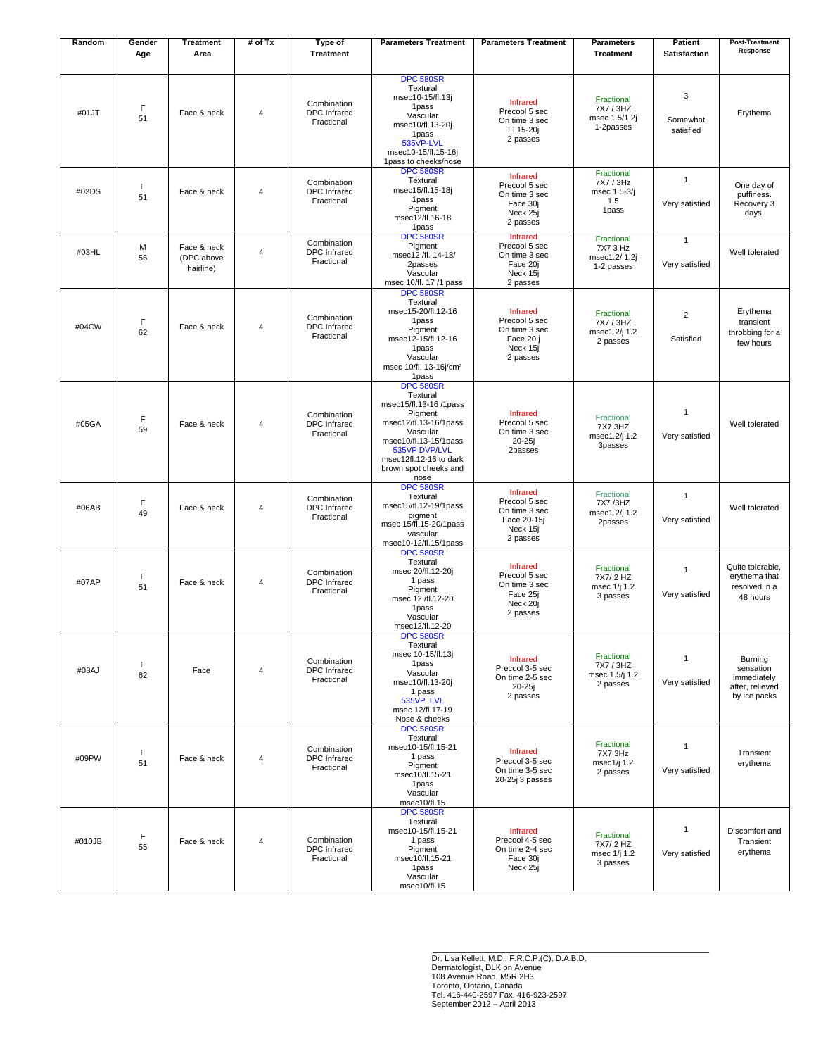| Random | Gender Age | Treatment Area | # of Tx | Type of Treatment | Parameters Treatment | Parameters Treatment | Parameters Treatment | Patient Satisfaction | Post-Treatment Response |
|---|---|---|---|---|---|---|---|---|---|
| #01JT | F 51 | Face & neck | 4 | Combination DPC Infrared Fractional | DPC 580SR Textural msec10-15/fl.13j 1pass Vascular msec10/fl.13-20j 1pass 535VP-LVL msec10-15/fl.15-16j 1pass to cheeks/nose | Infrared Precool 5 sec On time 3 sec Fl.15-20j 2 passes | Fractional 7X7 / 3HZ msec 1.5/1.2j 1-2passes | 3 Somewhat satisfied | Erythema |
| #02DS | F 51 | Face & neck | 4 | Combination DPC Infrared Fractional | DPC 580SR Textural msec15/fl.15-18j 1pass Pigment msec12/fl.16-18 1pass | Infrared Precool 5 sec On time 3 sec Face 30j Neck 25j 2 passes | Fractional 7X7 / 3Hz msec 1.5-3/j 1.5 1pass | 1 Very satisfied | One day of puffiness. Recovery 3 days. |
| #03HL | M 56 | Face & neck (DPC above hairline) | 4 | Combination DPC Infrared Fractional | DPC 580SR Pigment msec12 /fl. 14-18/ 2passes Vascular msec 10/fl. 17 /1 pass | Infrared Precool 5 sec On time 3 sec Face 20j Neck 15j 2 passes | Fractional 7X7 3 Hz msec1.2/ 1.2j 1-2 passes | 1 Very satisfied | Well tolerated |
| #04CW | F 62 | Face & neck | 4 | Combination DPC Infrared Fractional | DPC 580SR Textural msec15-20/fl.12-16 1pass Pigment msec12-15/fl.12-16 1pass Vascular msec 10/fl. 13-16j/cm² 1pass | Infrared Precool 5 sec On time 3 sec Face 20 j Neck 15j 2 passes | Fractional 7X7 / 3HZ msec1.2/j 1.2 2 passes | 2 Satisfied | Erythema transient throbbing for a few hours |
| #05GA | F 59 | Face & neck | 4 | Combination DPC Infrared Fractional | DPC 580SR Textural msec15/fl.13-16 /1pass Pigment msec12/fl.13-16/1pass Vascular msec10/fl.13-15/1pass 535VP DVP/LVL msec12fl.12-16 to dark brown spot cheeks and nose | Infrared Precool 5 sec On time 3 sec 20-25j 2passes | Fractional 7X7 3HZ msec1.2/j 1.2 3passes | 1 Very satisfied | Well tolerated |
| #06AB | F 49 | Face & neck | 4 | Combination DPC Infrared Fractional | DPC 580SR Textural msec15/fl.12-19/1pass pigment msec 15/fl.15-20/1pass vascular msec10-12/fl.15/1pass | Infrared Precool 5 sec On time 3 sec Face 20-15j Neck 15j 2 passes | Fractional 7X7 /3HZ msec1.2/j 1.2 2passes | 1 Very satisfied | Well tolerated |
| #07AP | F 51 | Face & neck | 4 | Combination DPC Infrared Fractional | DPC 580SR Textural msec 20/fl.12-20j 1 pass Pigment msec 12 /fl.12-20 1pass Vascular msec12/fl.12-20 | Infrared Precool 5 sec On time 3 sec Face 25j Neck 20j 2 passes | Fractional 7X7/ 2 HZ msec 1/j 1.2 3 passes | 1 Very satisfied | Quite tolerable, erythema that resolved in a 48 hours |
| #08AJ | F 62 | Face | 4 | Combination DPC Infrared Fractional | DPC 580SR Textural msec 10-15/fl.13j 1pass Vascular msec10/fl.13-20j 1 pass 535VP LVL msec 12/fl.17-19 Nose & cheeks | Infrared Precool 3-5 sec On time 2-5 sec 20-25j 2 passes | Fractional 7X7 / 3HZ msec 1.5/j 1.2 2 passes | 1 Very satisfied | Burning sensation immediately after, relieved by ice packs |
| #09PW | F 51 | Face & neck | 4 | Combination DPC Infrared Fractional | DPC 580SR Textural msec10-15/fl.15-21 1 pass Pigment msec10/fl.15-21 1pass Vascular msec10/fl.15 | Infrared Precool 3-5 sec On time 3-5 sec 20-25j 3 passes | Fractional 7X7 3Hz msec1/j 1.2 2 passes | 1 Very satisfied | Transient erythema |
| #010JB | F 55 | Face & neck | 4 | Combination DPC Infrared Fractional | DPC 580SR Textural msec10-15/fl.15-21 1 pass Pigment msec10/fl.15-21 1pass Vascular msec10/fl.15 | Infrared Precool 4-5 sec On time 2-4 sec Face 30j Neck 25j | Fractional 7X7/ 2 HZ msec 1/j 1.2 3 passes | 1 Very satisfied | Discomfort and Transient erythema |

Dr. Lisa Kellett, M.D., F.R.C.P.(C), D.A.B.D.
Dermatologist, DLK on Avenue
108 Avenue Road, M5R 2H3
Toronto, Ontario, Canada
Tel. 416-440-2597 Fax. 416-923-2597
September 2012 – April 2013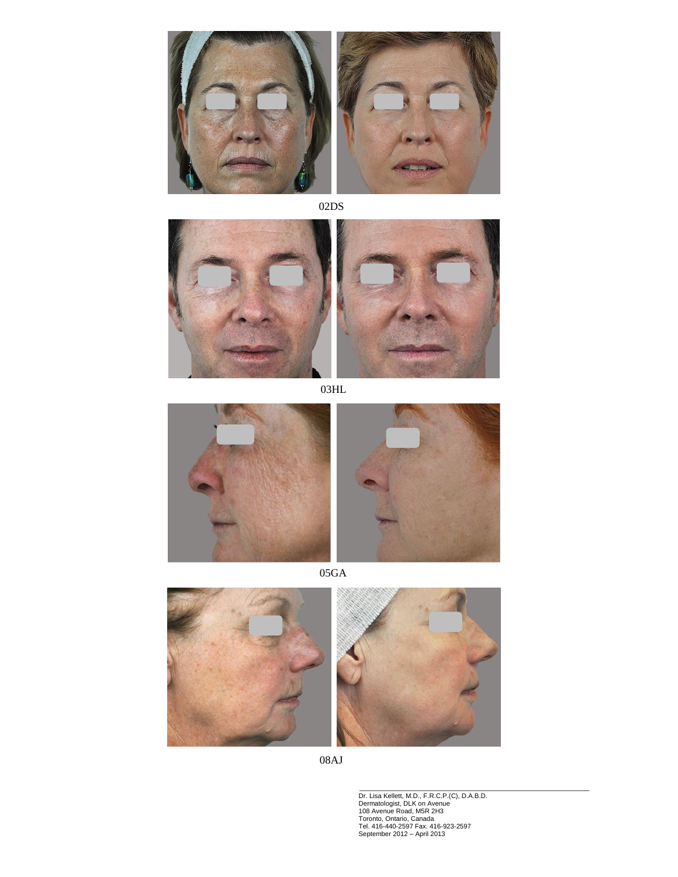02DS

03HL

05GA

08AJ

Dr. Lisa Kellett, M.D., F.R.C.P.(C), D.A.B.D.
Dermatologist, DLK on Avenue
108 Avenue Road, M5R 2H3
Toronto, Ontario, Canada
Tel. 416-440-2597 Fax. 416-923-2597
September 2012 – April 2013